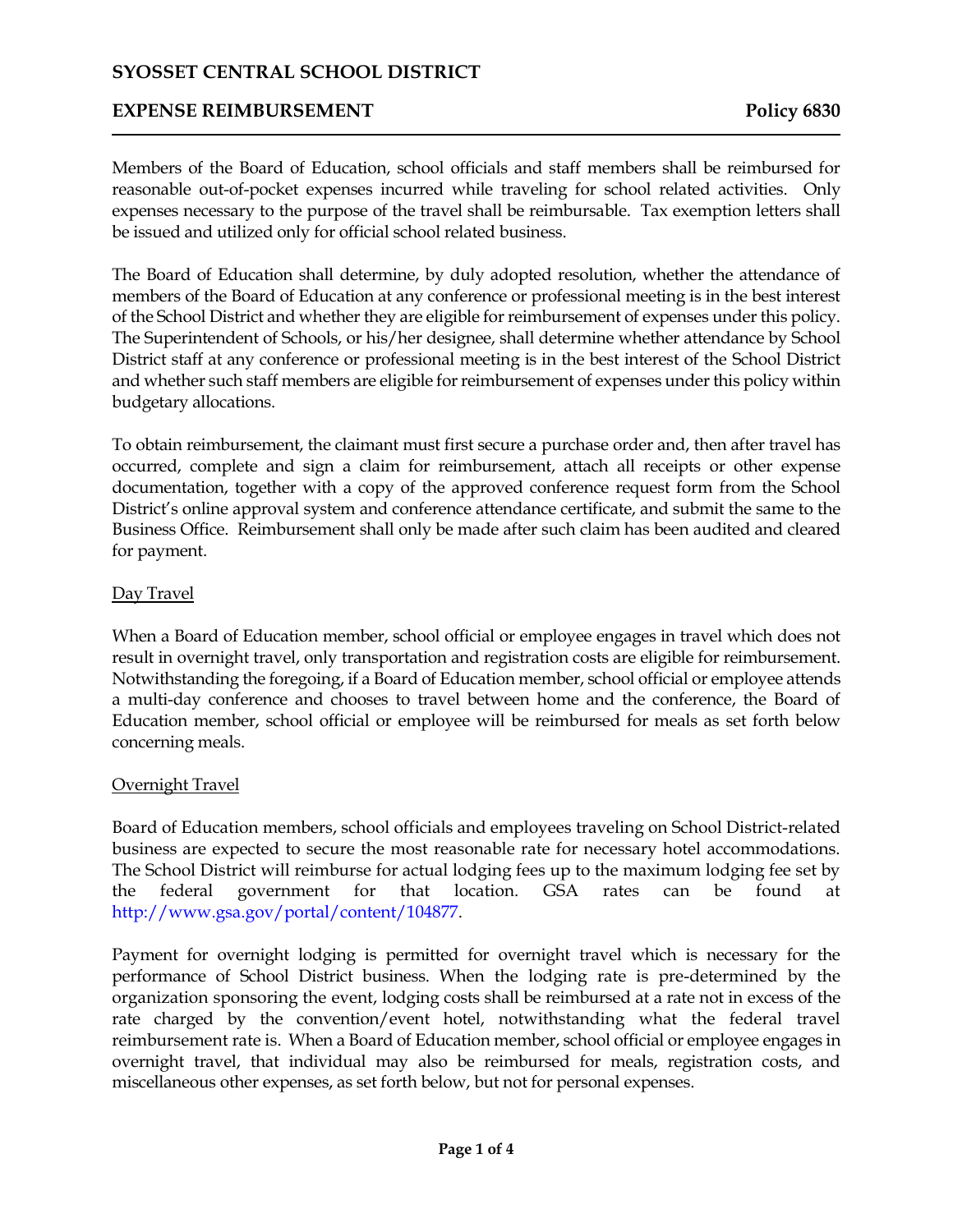# SYOSSET CENTRAL SCHOOL DISTRICT

## EXPENSE REIMBURSEMENT — Policy 6830

Members of the Board of Education, school officials and staff members shall be reimbursed for reasonable out-of-pocket expenses incurred while traveling for school related activities. Only expenses necessary to the purpose of the travel shall be reimbursable. Tax exemption letters shall be issued and utilized only for official school related business.

The Board of Education shall determine, by duly adopted resolution, whether the attendance of members of the Board of Education at any conference or professional meeting is in the best interest of the School District and whether they are eligible for reimbursement of expenses under this policy. The Superintendent of Schools, or his/her designee, shall determine whether attendance by School District staff at any conference or professional meeting is in the best interest of the School District and whether such staff members are eligible for reimbursement of expenses under this policy within budgetary allocations.

To obtain reimbursement, the claimant must first secure a purchase order and, then after travel has occurred, complete and sign a claim for reimbursement, attach all receipts or other expense documentation, together with a copy of the approved conference request form from the School District's online approval system and conference attendance certificate, and submit the same to the Business Office. Reimbursement shall only be made after such claim has been audited and cleared for payment.

### Day Travel

When a Board of Education member, school official or employee engages in travel which does not result in overnight travel, only transportation and registration costs are eligible for reimbursement. Notwithstanding the foregoing, if a Board of Education member, school official or employee attends a multi-day conference and chooses to travel between home and the conference, the Board of Education member, school official or employee will be reimbursed for meals as set forth below concerning meals.

### Overnight Travel

Board of Education members, school officials and employees traveling on School District-related business are expected to secure the most reasonable rate for necessary hotel accommodations. The School District will reimburse for actual lodging fees up to the maximum lodging fee set by the federal government for that location. GSA rates can be found at http://www.gsa.gov/portal/content/104877.

Payment for overnight lodging is permitted for overnight travel which is necessary for the performance of School District business. When the lodging rate is pre-determined by the organization sponsoring the event, lodging costs shall be reimbursed at a rate not in excess of the rate charged by the convention/event hotel, notwithstanding what the federal travel reimbursement rate is. When a Board of Education member, school official or employee engages in overnight travel, that individual may also be reimbursed for meals, registration costs, and miscellaneous other expenses, as set forth below, but not for personal expenses.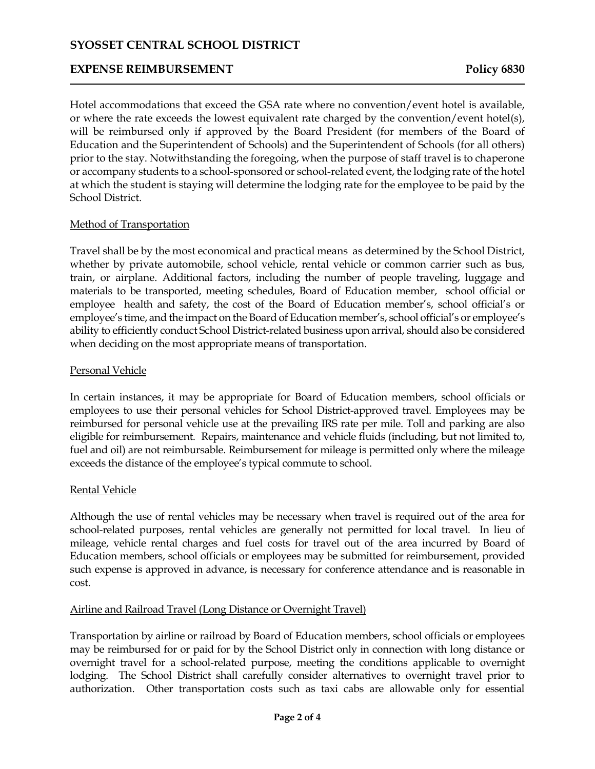Hotel accommodations that exceed the GSA rate where no convention/event hotel is available, or where the rate exceeds the lowest equivalent rate charged by the convention/event hotel(s), will be reimbursed only if approved by the Board President (for members of the Board of Education and the Superintendent of Schools) and the Superintendent of Schools (for all others) prior to the stay. Notwithstanding the foregoing, when the purpose of staff travel is to chaperone or accompany students to a school-sponsored or school-related event, the lodging rate of the hotel at which the student is staying will determine the lodging rate for the employee to be paid by the School District.

Method of Transportation

Travel shall be by the most economical and practical means as determined by the School District, whether by private automobile, school vehicle, rental vehicle or common carrier such as bus, train, or airplane. Additional factors, including the number of people traveling, luggage and materials to be transported, meeting schedules, Board of Education member, school official or employee health and safety, the cost of the Board of Education member's, school official's or employee's time, and the impact on the Board of Education member's, school official's or employee's ability to efficiently conduct School District-related business upon arrival, should also be considered when deciding on the most appropriate means of transportation.

Personal Vehicle

In certain instances, it may be appropriate for Board of Education members, school officials or employees to use their personal vehicles for School District-approved travel. Employees may be reimbursed for personal vehicle use at the prevailing IRS rate per mile. Toll and parking are also eligible for reimbursement. Repairs, maintenance and vehicle fluids (including, but not limited to, fuel and oil) are not reimbursable. Reimbursement for mileage is permitted only where the mileage exceeds the distance of the employee's typical commute to school.

Rental Vehicle

Although the use of rental vehicles may be necessary when travel is required out of the area for school-related purposes, rental vehicles are generally not permitted for local travel. In lieu of mileage, vehicle rental charges and fuel costs for travel out of the area incurred by Board of Education members, school officials or employees may be submitted for reimbursement, provided such expense is approved in advance, is necessary for conference attendance and is reasonable in cost.

Airline and Railroad Travel (Long Distance or Overnight Travel)

Transportation by airline or railroad by Board of Education members, school officials or employees may be reimbursed for or paid for by the School District only in connection with long distance or overnight travel for a school-related purpose, meeting the conditions applicable to overnight lodging. The School District shall carefully consider alternatives to overnight travel prior to authorization. Other transportation costs such as taxi cabs are allowable only for essential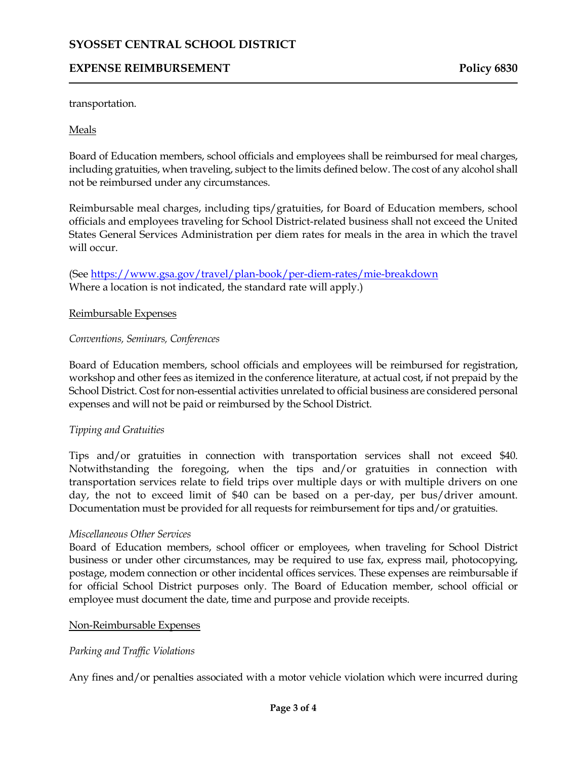transportation.

Meals

Board of Education members, school officials and employees shall be reimbursed for meal charges, including gratuities, when traveling, subject to the limits defined below. The cost of any alcohol shall not be reimbursed under any circumstances.

Reimbursable meal charges, including tips/gratuities, for Board of Education members, school officials and employees traveling for School District-related business shall not exceed the United States General Services Administration per diem rates for meals in the area in which the travel will occur.

(See https://www.gsa.gov/travel/plan-book/per-diem-rates/mie-breakdown
Where a location is not indicated, the standard rate will apply.)

Reimbursable Expenses

*Conventions, Seminars, Conferences*

Board of Education members, school officials and employees will be reimbursed for registration, workshop and other fees as itemized in the conference literature, at actual cost, if not prepaid by the School District. Cost for non-essential activities unrelated to official business are considered personal expenses and will not be paid or reimbursed by the School District.

*Tipping and Gratuities*

Tips and/or gratuities in connection with transportation services shall not exceed $40. Notwithstanding the foregoing, when the tips and/or gratuities in connection with transportation services relate to field trips over multiple days or with multiple drivers on one day, the not to exceed limit of $40 can be based on a per-day, per bus/driver amount. Documentation must be provided for all requests for reimbursement for tips and/or gratuities.

*Miscellaneous Other Services*

Board of Education members, school officer or employees, when traveling for School District business or under other circumstances, may be required to use fax, express mail, photocopying, postage, modem connection or other incidental offices services. These expenses are reimbursable if for official School District purposes only. The Board of Education member, school official or employee must document the date, time and purpose and provide receipts.

Non-Reimbursable Expenses

*Parking and Traffic Violations*

Any fines and/or penalties associated with a motor vehicle violation which were incurred during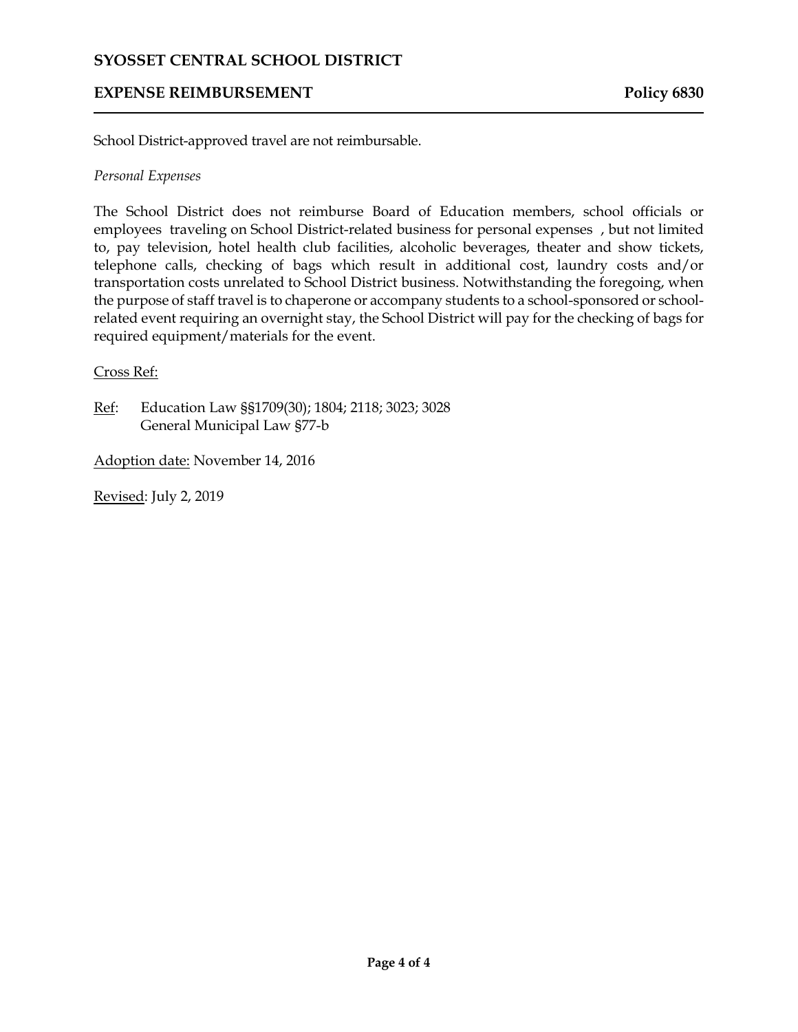School District-approved travel are not reimbursable.

*Personal Expenses*

The School District does not reimburse Board of Education members, school officials or employees traveling on School District-related business for personal expenses , but not limited to, pay television, hotel health club facilities, alcoholic beverages, theater and show tickets, telephone calls, checking of bags which result in additional cost, laundry costs and/or transportation costs unrelated to School District business. Notwithstanding the foregoing, when the purpose of staff travel is to chaperone or accompany students to a school-sponsored or school-related event requiring an overnight stay, the School District will pay for the checking of bags for required equipment/materials for the event.

Cross Ref:

Ref: Education Law §§1709(30); 1804; 2118; 3023; 3028
General Municipal Law §77-b

Adoption date: November 14, 2016

Revised: July 2, 2019